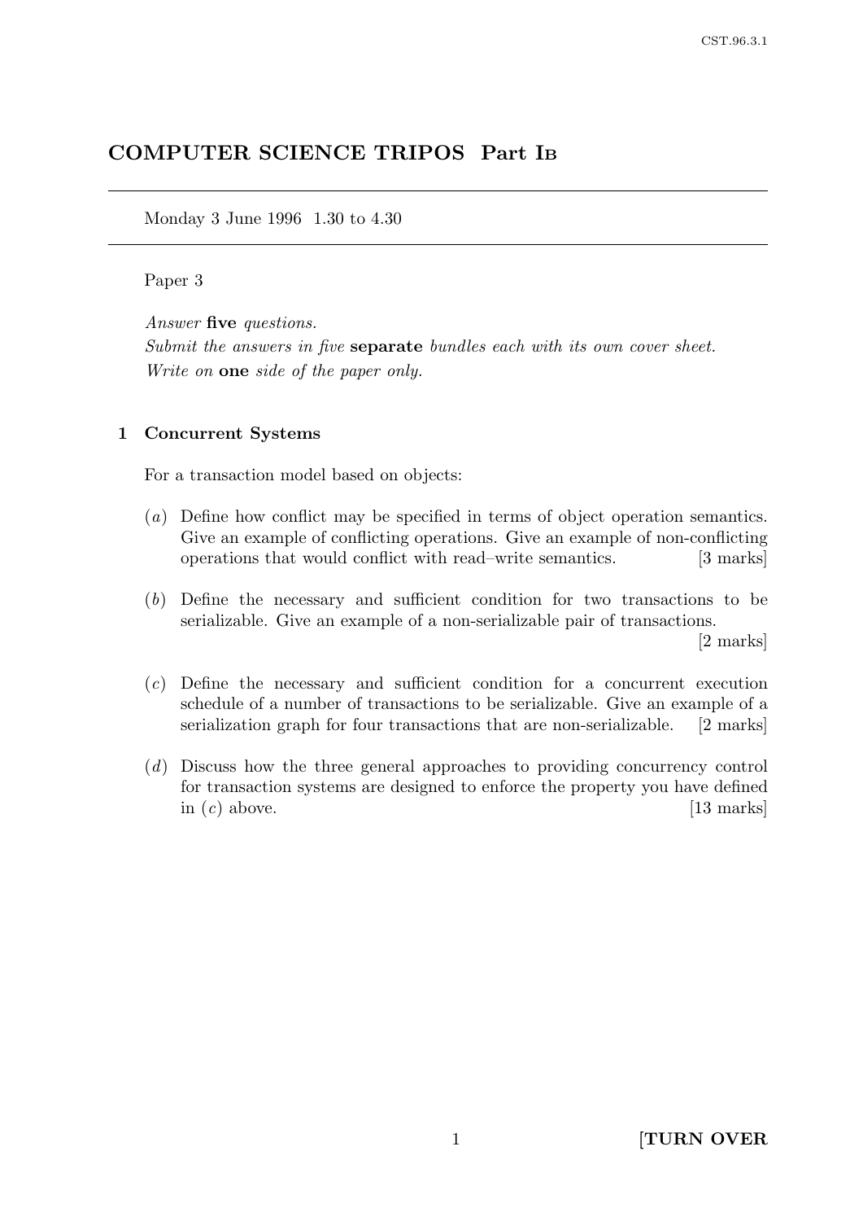# COMPUTER SCIENCE TRIPOS Part IB

Monday 3 June 1996 1.30 to 4.30

Paper 3

*Answer* **five** *questions.*
*Submit the answers in five* **separate** *bundles each with its own cover sheet.*
*Write on* **one** *side of the paper only.*

## 1 Concurrent Systems

For a transaction model based on objects:

(*a*) Define how conflict may be specified in terms of object operation semantics. Give an example of conflicting operations. Give an example of non-conflicting operations that would conflict with read–write semantics. [3 marks]

(*b*) Define the necessary and sufficient condition for two transactions to be serializable. Give an example of a non-serializable pair of transactions. [2 marks]

(*c*) Define the necessary and sufficient condition for a concurrent execution schedule of a number of transactions to be serializable. Give an example of a serialization graph for four transactions that are non-serializable. [2 marks]

(*d*) Discuss how the three general approaches to providing concurrency control for transaction systems are designed to enforce the property you have defined in (*c*) above. [13 marks]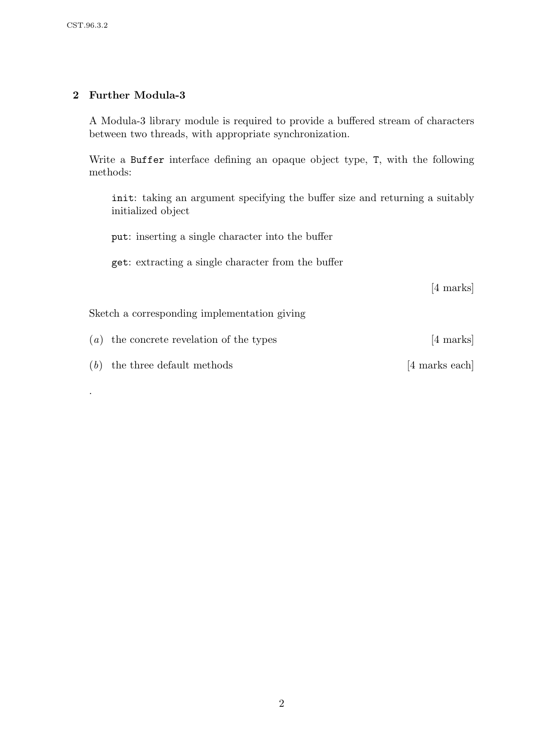## 2 Further Modula-3

A Modula-3 library module is required to provide a buffered stream of characters between two threads, with appropriate synchronization.

Write a `Buffer` interface defining an opaque object type, `T`, with the following methods:

> `init`: taking an argument specifying the buffer size and returning a suitably initialized object
>
> `put`: inserting a single character into the buffer
>
> `get`: extracting a single character from the buffer

[4 marks]

Sketch a corresponding implementation giving

(*a*) the concrete revelation of the types [4 marks]

(*b*) the three default methods [4 marks each]

.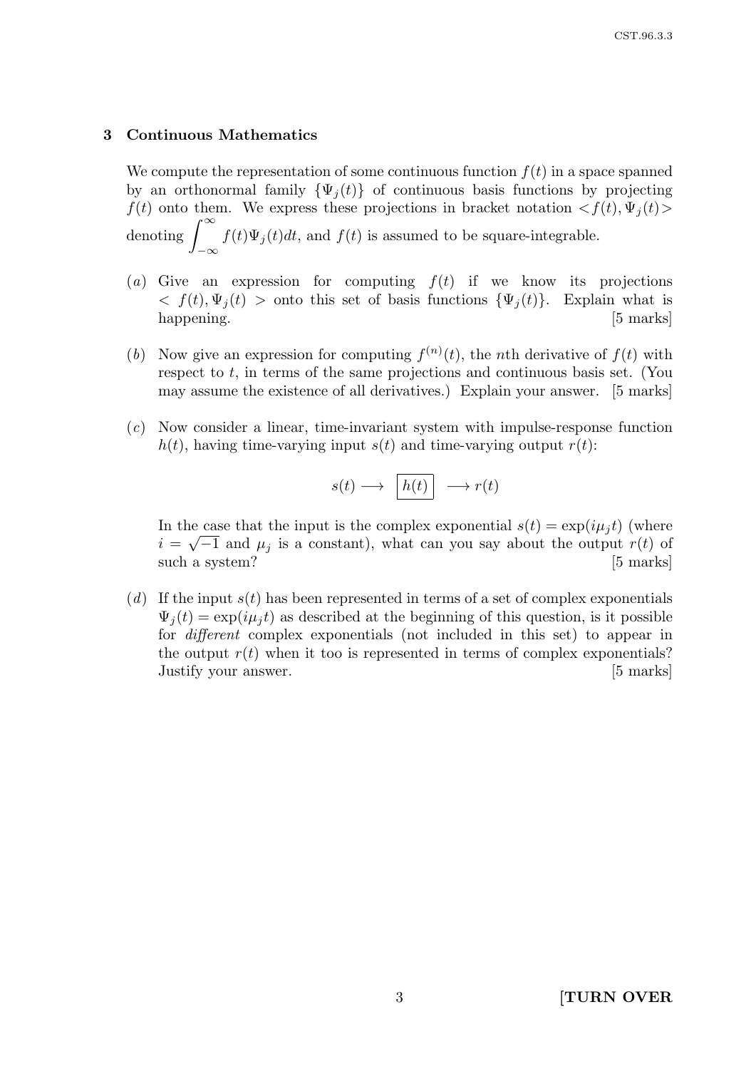## 3 Continuous Mathematics

We compute the representation of some continuous function $f(t)$ in a space spanned by an orthonormal family $\{\Psi_j(t)\}$ of continuous basis functions by projecting $f(t)$ onto them. We express these projections in bracket notation $<f(t), \Psi_j(t)>$ denoting $\int_{-\infty}^{\infty} f(t)\Psi_j(t)dt$, and $f(t)$ is assumed to be square-integrable.

(*a*) Give an expression for computing $f(t)$ if we know its projections $< f(t), \Psi_j(t) >$ onto this set of basis functions $\{\Psi_j(t)\}$. Explain what is happening. [5 marks]

(*b*) Now give an expression for computing $f^{(n)}(t)$, the $n$th derivative of $f(t)$ with respect to $t$, in terms of the same projections and continuous basis set. (You may assume the existence of all derivatives.) Explain your answer. [5 marks]

(*c*) Now consider a linear, time-invariant system with impulse-response function $h(t)$, having time-varying input $s(t)$ and time-varying output $r(t)$:

$$s(t) \longrightarrow \boxed{h(t)} \longrightarrow r(t)$$

In the case that the input is the complex exponential $s(t) = \exp(i\mu_j t)$ (where $i = \sqrt{-1}$ and $\mu_j$ is a constant), what can you say about the output $r(t)$ of such a system? [5 marks]

(*d*) If the input $s(t)$ has been represented in terms of a set of complex exponentials $\Psi_j(t) = \exp(i\mu_j t)$ as described at the beginning of this question, is it possible for *different* complex exponentials (not included in this set) to appear in the output $r(t)$ when it too is represented in terms of complex exponentials? Justify your answer. [5 marks]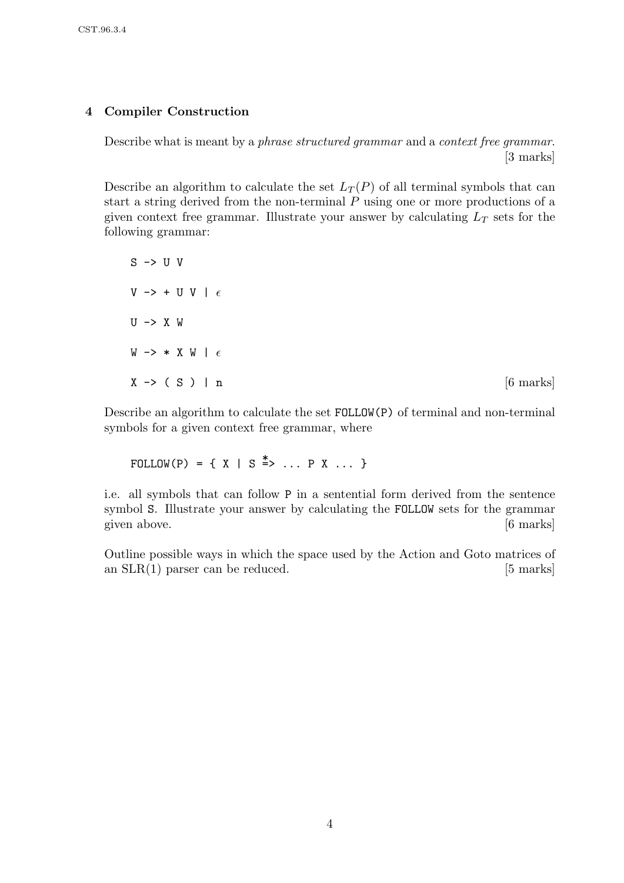## 4 Compiler Construction

Describe what is meant by a *phrase structured grammar* and a *context free grammar*. [3 marks]

Describe an algorithm to calculate the set $L_T(P)$ of all terminal symbols that can start a string derived from the non-terminal $P$ using one or more productions of a given context free grammar. Illustrate your answer by calculating $L_T$ sets for the following grammar:

```
S -> U V

V -> + U V | ϵ

U -> X W

W -> * X W | ϵ

X -> ( S ) | n
```

[6 marks]

Describe an algorithm to calculate the set `FOLLOW(P)` of terminal and non-terminal symbols for a given context free grammar, where

```
FOLLOW(P) = { X | S *=> ... P X ... }
```

i.e. all symbols that can follow `P` in a sentential form derived from the sentence symbol `S`. Illustrate your answer by calculating the `FOLLOW` sets for the grammar given above. [6 marks]

Outline possible ways in which the space used by the Action and Goto matrices of an SLR(1) parser can be reduced. [5 marks]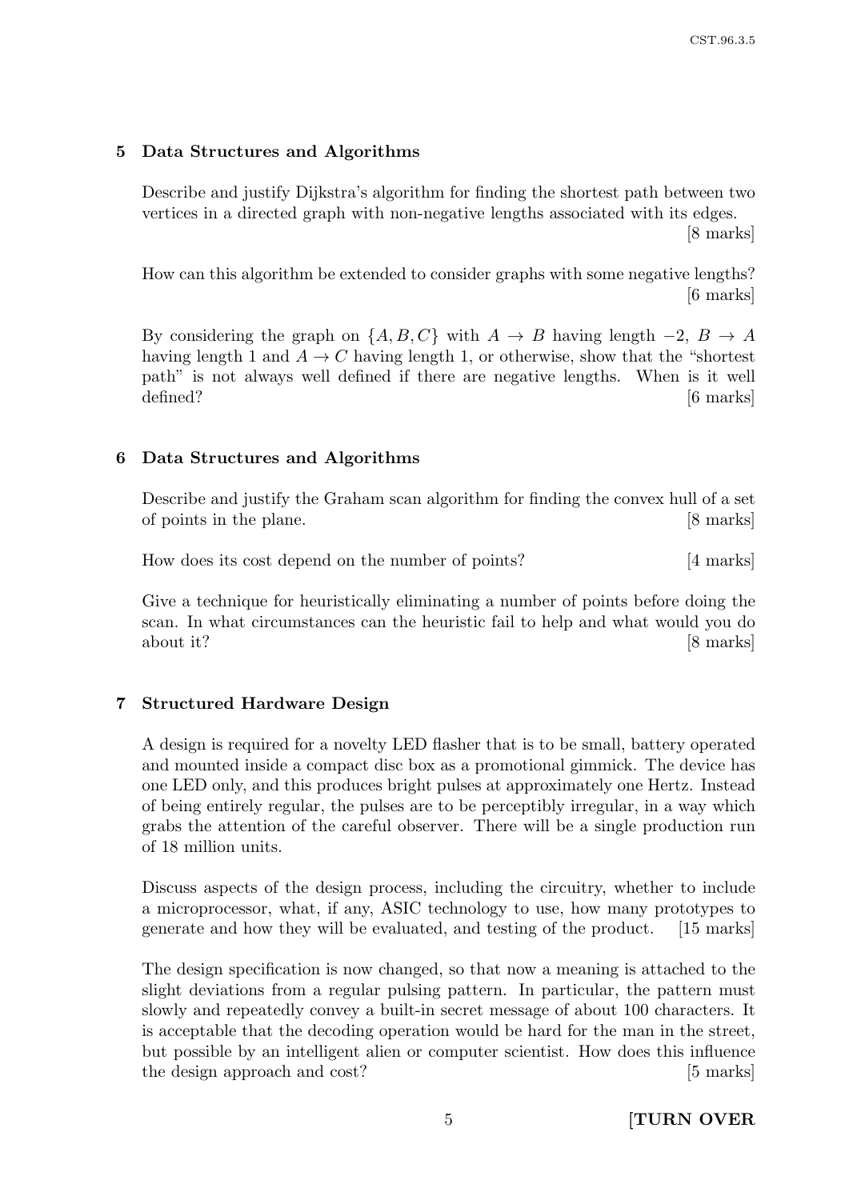## 5 Data Structures and Algorithms

Describe and justify Dijkstra's algorithm for finding the shortest path between two vertices in a directed graph with non-negative lengths associated with its edges. [8 marks]

How can this algorithm be extended to consider graphs with some negative lengths? [6 marks]

By considering the graph on $\{A, B, C\}$ with $A \to B$ having length $-2$, $B \to A$ having length 1 and $A \to C$ having length 1, or otherwise, show that the "shortest path" is not always well defined if there are negative lengths. When is it well defined? [6 marks]

## 6 Data Structures and Algorithms

Describe and justify the Graham scan algorithm for finding the convex hull of a set of points in the plane. [8 marks]

How does its cost depend on the number of points? [4 marks]

Give a technique for heuristically eliminating a number of points before doing the scan. In what circumstances can the heuristic fail to help and what would you do about it? [8 marks]

## 7 Structured Hardware Design

A design is required for a novelty LED flasher that is to be small, battery operated and mounted inside a compact disc box as a promotional gimmick. The device has one LED only, and this produces bright pulses at approximately one Hertz. Instead of being entirely regular, the pulses are to be perceptibly irregular, in a way which grabs the attention of the careful observer. There will be a single production run of 18 million units.

Discuss aspects of the design process, including the circuitry, whether to include a microprocessor, what, if any, ASIC technology to use, how many prototypes to generate and how they will be evaluated, and testing of the product. [15 marks]

The design specification is now changed, so that now a meaning is attached to the slight deviations from a regular pulsing pattern. In particular, the pattern must slowly and repeatedly convey a built-in secret message of about 100 characters. It is acceptable that the decoding operation would be hard for the man in the street, but possible by an intelligent alien or computer scientist. How does this influence the design approach and cost? [5 marks]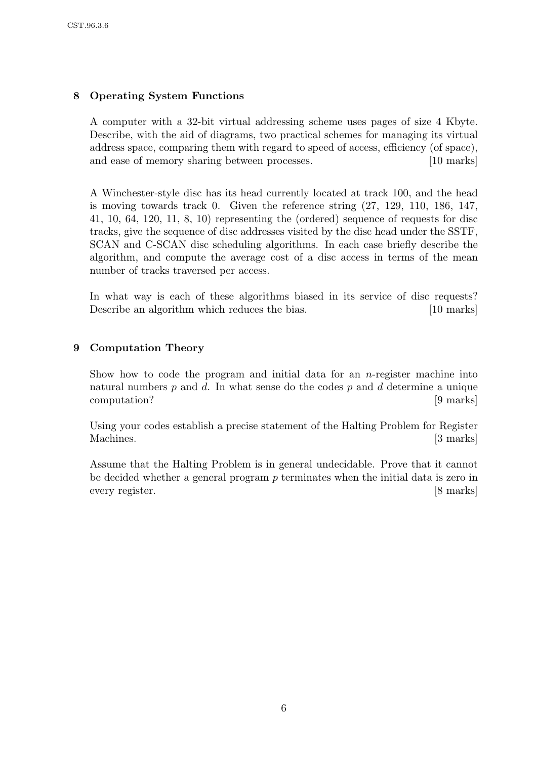## 8 Operating System Functions

A computer with a 32-bit virtual addressing scheme uses pages of size 4 Kbyte. Describe, with the aid of diagrams, two practical schemes for managing its virtual address space, comparing them with regard to speed of access, efficiency (of space), and ease of memory sharing between processes. [10 marks]

A Winchester-style disc has its head currently located at track 100, and the head is moving towards track 0. Given the reference string (27, 129, 110, 186, 147, 41, 10, 64, 120, 11, 8, 10) representing the (ordered) sequence of requests for disc tracks, give the sequence of disc addresses visited by the disc head under the SSTF, SCAN and C-SCAN disc scheduling algorithms. In each case briefly describe the algorithm, and compute the average cost of a disc access in terms of the mean number of tracks traversed per access.

In what way is each of these algorithms biased in its service of disc requests? Describe an algorithm which reduces the bias. [10 marks]

## 9 Computation Theory

Show how to code the program and initial data for an $n$-register machine into natural numbers $p$ and $d$. In what sense do the codes $p$ and $d$ determine a unique computation? [9 marks]

Using your codes establish a precise statement of the Halting Problem for Register Machines. [3 marks]

Assume that the Halting Problem is in general undecidable. Prove that it cannot be decided whether a general program $p$ terminates when the initial data is zero in every register. [8 marks]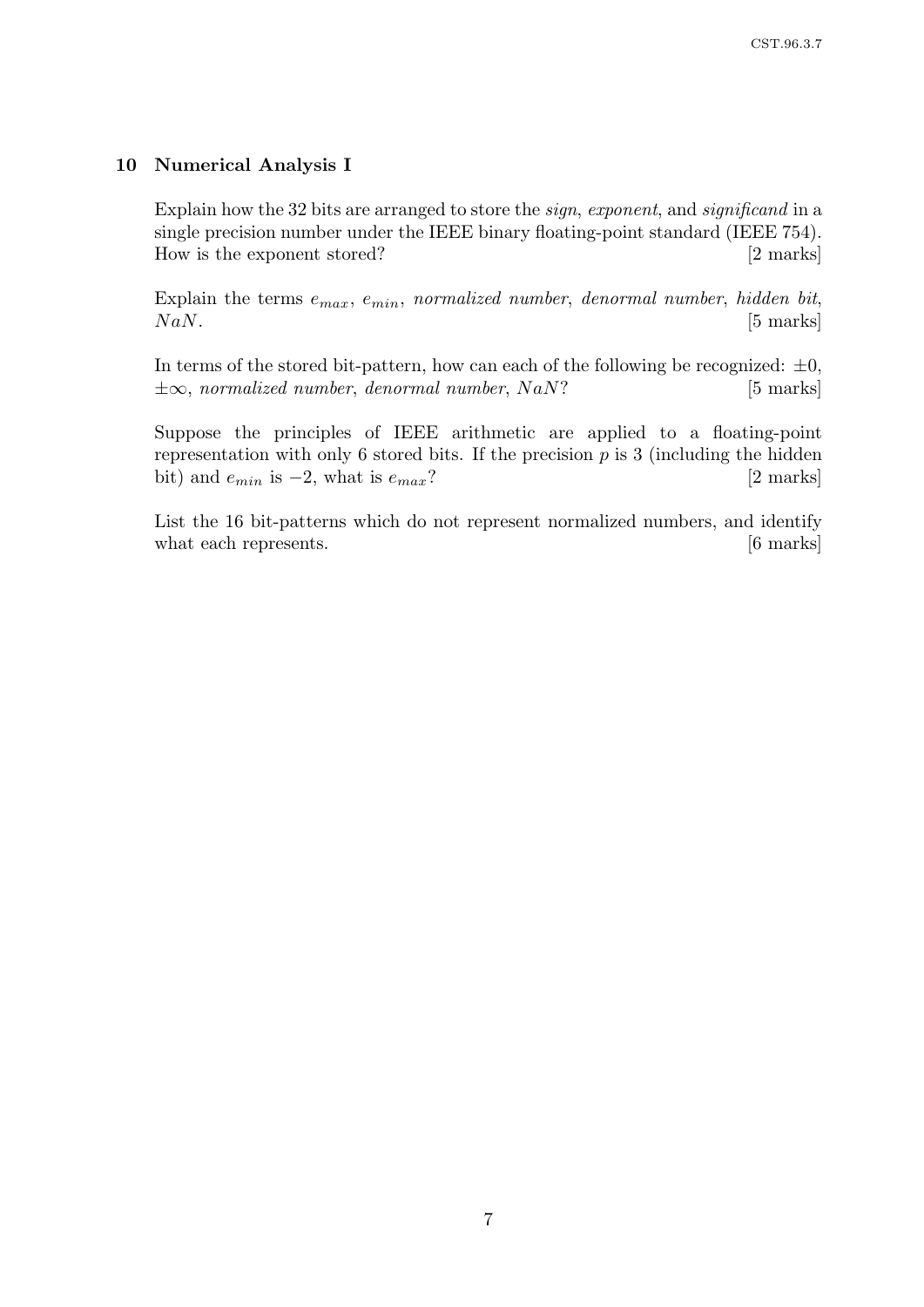## 10 Numerical Analysis I

Explain how the 32 bits are arranged to store the *sign*, *exponent*, and *significand* in a single precision number under the IEEE binary floating-point standard (IEEE 754). How is the exponent stored? [2 marks]

Explain the terms $e_{max}$, $e_{min}$, *normalized number*, *denormal number*, *hidden bit*, *NaN*. [5 marks]

In terms of the stored bit-pattern, how can each of the following be recognized: $\pm 0$, $\pm\infty$, *normalized number*, *denormal number*, *NaN*? [5 marks]

Suppose the principles of IEEE arithmetic are applied to a floating-point representation with only 6 stored bits. If the precision $p$ is 3 (including the hidden bit) and $e_{min}$ is $-2$, what is $e_{max}$? [2 marks]

List the 16 bit-patterns which do not represent normalized numbers, and identify what each represents. [6 marks]